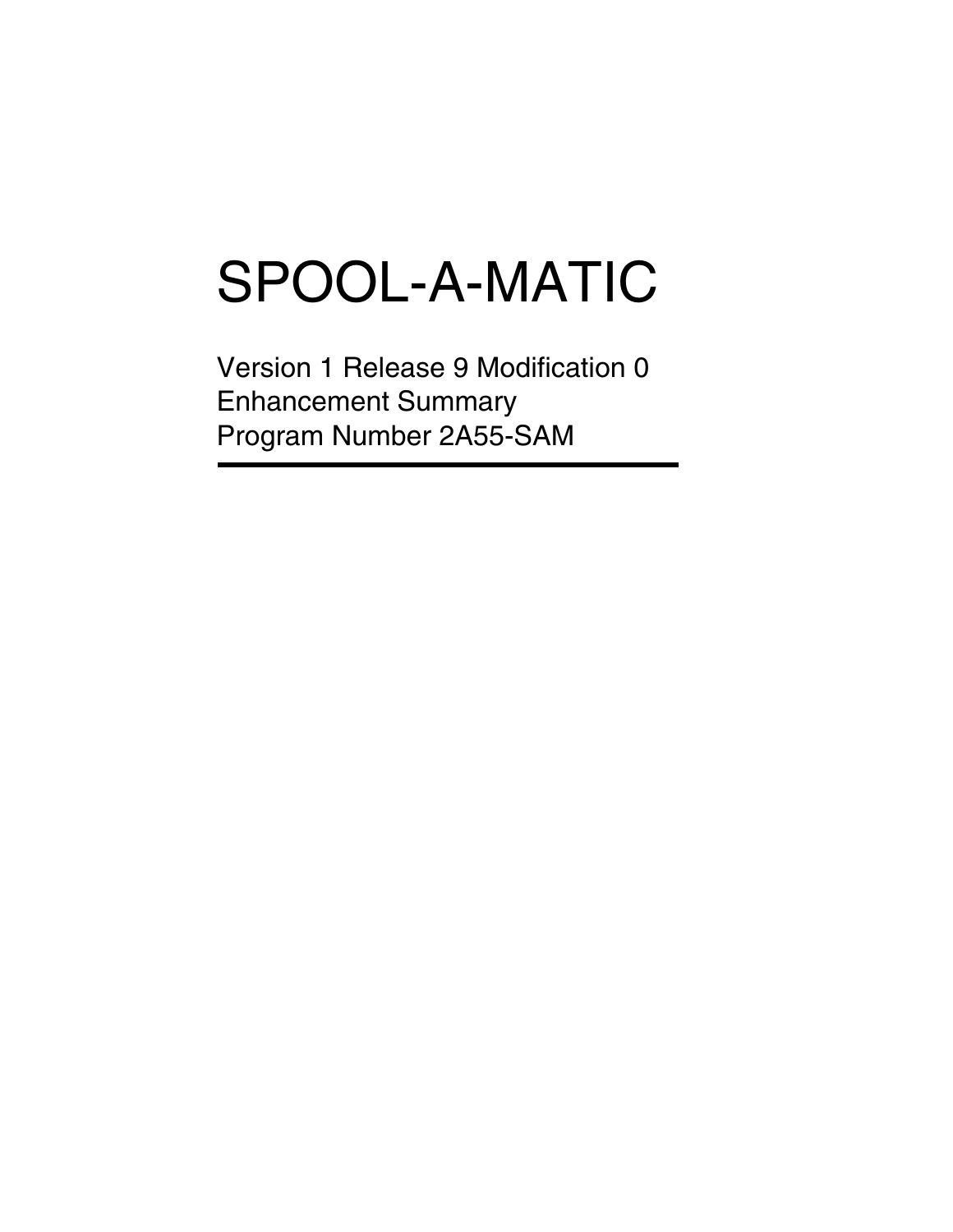# SPOOL-A-MATIC

Version 1 Release 9 Modification 0
Enhancement Summary
Program Number 2A55-SAM

---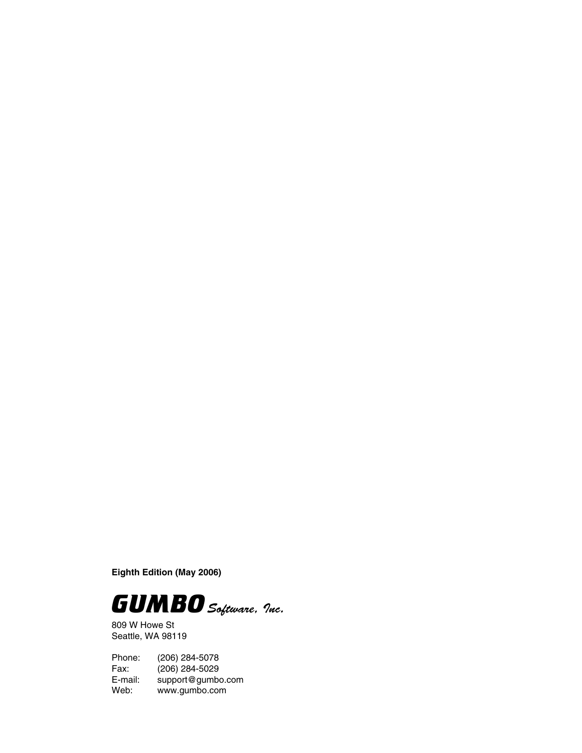**Eighth Edition (May 2006)**

***GUMBO** Software, Inc.*

809 W Howe St
Seattle, WA 98119

| | |
|---|---|
| Phone: | (206) 284-5078 |
| Fax: | (206) 284-5029 |
| E-mail: | support@gumbo.com |
| Web: | www.gumbo.com |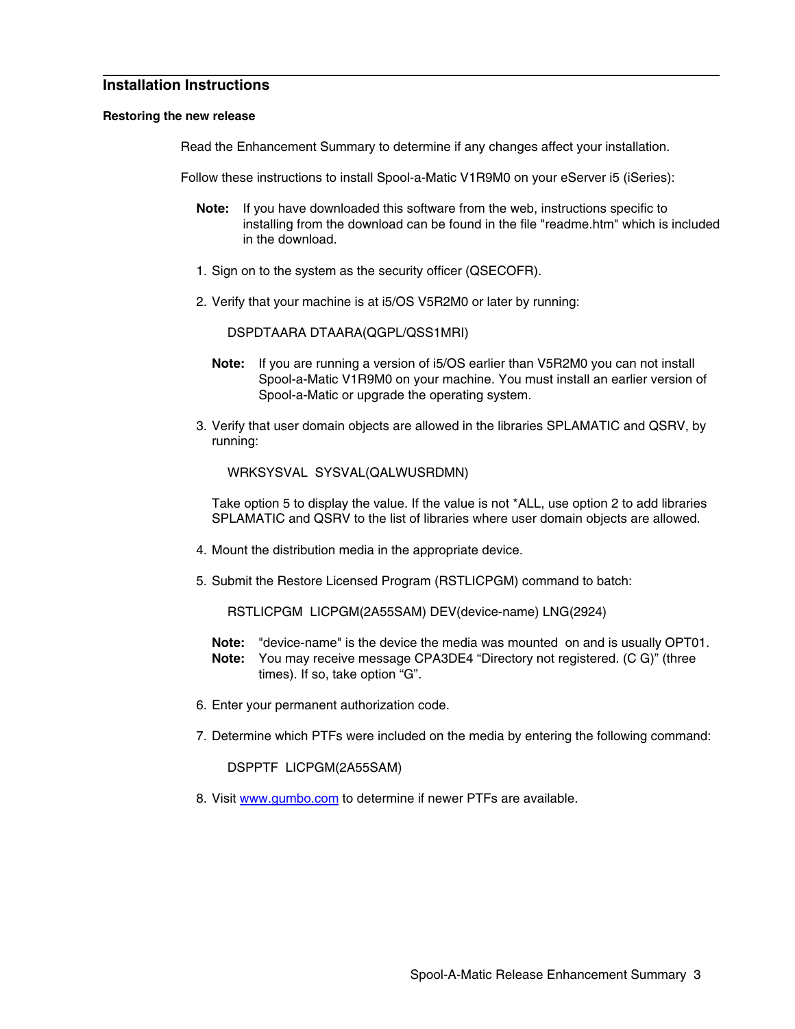## Installation Instructions

### Restoring the new release

Read the Enhancement Summary to determine if any changes affect your installation.

Follow these instructions to install Spool-a-Matic V1R9M0 on your eServer i5 (iSeries):

**Note:** If you have downloaded this software from the web, instructions specific to installing from the download can be found in the file "readme.htm" which is included in the download.

1. Sign on to the system as the security officer (QSECOFR).

2. Verify that your machine is at i5/OS V5R2M0 or later by running:

   ```
   DSPDTAARA DTAARA(QGPL/QSS1MRI)
   ```

   **Note:** If you are running a version of i5/OS earlier than V5R2M0 you can not install Spool-a-Matic V1R9M0 on your machine. You must install an earlier version of Spool-a-Matic or upgrade the operating system.

3. Verify that user domain objects are allowed in the libraries SPLAMATIC and QSRV, by running:

   ```
   WRKSYSVAL  SYSVAL(QALWUSRDMN)
   ```

   Take option 5 to display the value. If the value is not *ALL, use option 2 to add libraries SPLAMATIC and QSRV to the list of libraries where user domain objects are allowed.

4. Mount the distribution media in the appropriate device.

5. Submit the Restore Licensed Program (RSTLICPGM) command to batch:

   ```
   RSTLICPGM  LICPGM(2A55SAM) DEV(device-name) LNG(2924)
   ```

   **Note:** "device-name" is the device the media was mounted on and is usually OPT01.
   **Note:** You may receive message CPA3DE4 “Directory not registered. (C G)” (three times). If so, take option “G”.

6. Enter your permanent authorization code.

7. Determine which PTFs were included on the media by entering the following command:

   ```
   DSPPTF  LICPGM(2A55SAM)
   ```

8. Visit [www.gumbo.com](www.gumbo.com) to determine if newer PTFs are available.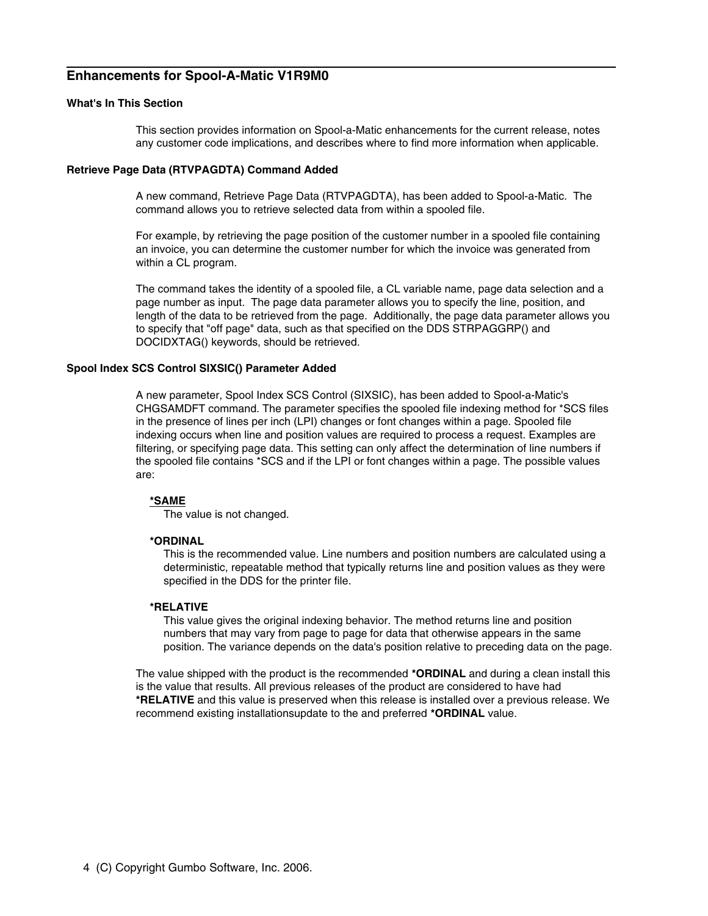## Enhancements for Spool-A-Matic V1R9M0

### What's In This Section

This section provides information on Spool-a-Matic enhancements for the current release, notes any customer code implications, and describes where to find more information when applicable.

### Retrieve Page Data (RTVPAGDTA) Command Added

A new command, Retrieve Page Data (RTVPAGDTA), has been added to Spool-a-Matic. The command allows you to retrieve selected data from within a spooled file.

For example, by retrieving the page position of the customer number in a spooled file containing an invoice, you can determine the customer number for which the invoice was generated from within a CL program.

The command takes the identity of a spooled file, a CL variable name, page data selection and a page number as input. The page data parameter allows you to specify the line, position, and length of the data to be retrieved from the page. Additionally, the page data parameter allows you to specify that "off page" data, such as that specified on the DDS STRPAGGRP() and DOCIDXTAG() keywords, should be retrieved.

### Spool Index SCS Control SIXSIC() Parameter Added

A new parameter, Spool Index SCS Control (SIXSIC), has been added to Spool-a-Matic's CHGSAMDFT command. The parameter specifies the spooled file indexing method for *SCS files in the presence of lines per inch (LPI) changes or font changes within a page. Spooled file indexing occurs when line and position values are required to process a request. Examples are filtering, or specifying page data. This setting can only affect the determination of line numbers if the spooled file contains *SCS and if the LPI or font changes within a page. The possible values are:

**<u>*SAME</u>**
The value is not changed.

***ORDINAL**
This is the recommended value. Line numbers and position numbers are calculated using a deterministic, repeatable method that typically returns line and position values as they were specified in the DDS for the printer file.

***RELATIVE**
This value gives the original indexing behavior. The method returns line and position numbers that may vary from page to page for data that otherwise appears in the same position. The variance depends on the data's position relative to preceding data on the page.

The value shipped with the product is the recommended ***ORDINAL** and during a clean install this is the value that results. All previous releases of the product are considered to have had ***RELATIVE** and this value is preserved when this release is installed over a previous release. We recommend existing installationsupdate to the and preferred ***ORDINAL** value.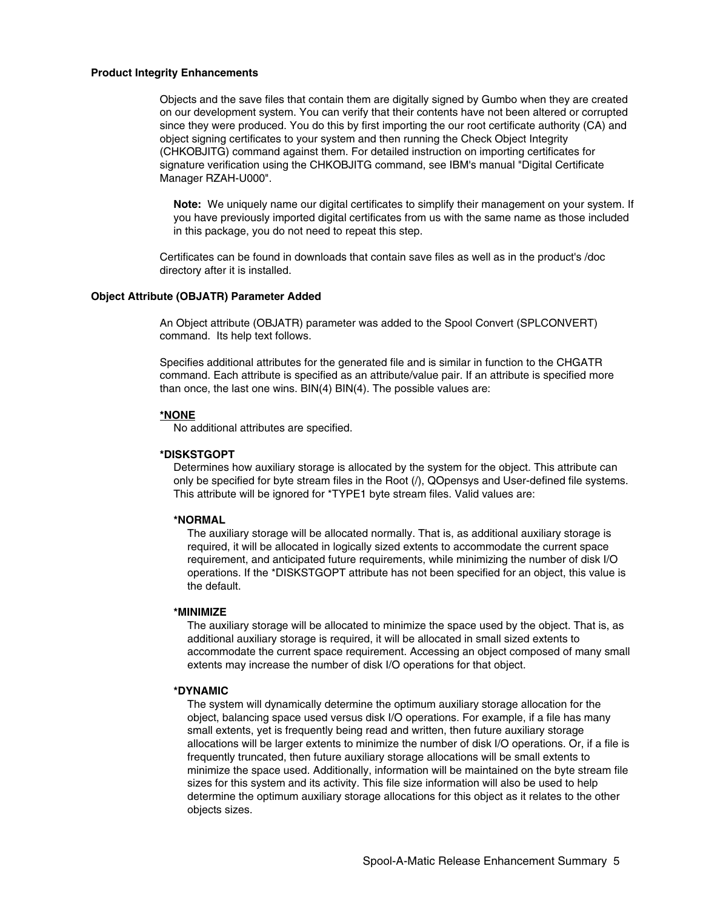### Product Integrity Enhancements

Objects and the save files that contain them are digitally signed by Gumbo when they are created on our development system. You can verify that their contents have not been altered or corrupted since they were produced. You do this by first importing the our root certificate authority (CA) and object signing certificates to your system and then running the Check Object Integrity (CHKOBJITG) command against them. For detailed instruction on importing certificates for signature verification using the CHKOBJITG command, see IBM's manual "Digital Certificate Manager RZAH-U000".

> **Note:** We uniquely name our digital certificates to simplify their management on your system. If you have previously imported digital certificates from us with the same name as those included in this package, you do not need to repeat this step.

Certificates can be found in downloads that contain save files as well as in the product's /doc directory after it is installed.

### Object Attribute (OBJATR) Parameter Added

An Object attribute (OBJATR) parameter was added to the Spool Convert (SPLCONVERT) command. Its help text follows.

Specifies additional attributes for the generated file and is similar in function to the CHGATR command. Each attribute is specified as an attribute/value pair. If an attribute is specified more than once, the last one wins. BIN(4) BIN(4). The possible values are:

**<u>*NONE</u>**
No additional attributes are specified.

***DISKSTGOPT**
Determines how auxiliary storage is allocated by the system for the object. This attribute can only be specified for byte stream files in the Root (/), QOpensys and User-defined file systems. This attribute will be ignored for *TYPE1 byte stream files. Valid values are:

**\*NORMAL**
The auxiliary storage will be allocated normally. That is, as additional auxiliary storage is required, it will be allocated in logically sized extents to accommodate the current space requirement, and anticipated future requirements, while minimizing the number of disk I/O operations. If the *DISKSTGOPT attribute has not been specified for an object, this value is the default.

**\*MINIMIZE**
The auxiliary storage will be allocated to minimize the space used by the object. That is, as additional auxiliary storage is required, it will be allocated in small sized extents to accommodate the current space requirement. Accessing an object composed of many small extents may increase the number of disk I/O operations for that object.

**\*DYNAMIC**
The system will dynamically determine the optimum auxiliary storage allocation for the object, balancing space used versus disk I/O operations. For example, if a file has many small extents, yet is frequently being read and written, then future auxiliary storage allocations will be larger extents to minimize the number of disk I/O operations. Or, if a file is frequently truncated, then future auxiliary storage allocations will be small extents to minimize the space used. Additionally, information will be maintained on the byte stream file sizes for this system and its activity. This file size information will also be used to help determine the optimum auxiliary storage allocations for this object as it relates to the other objects sizes.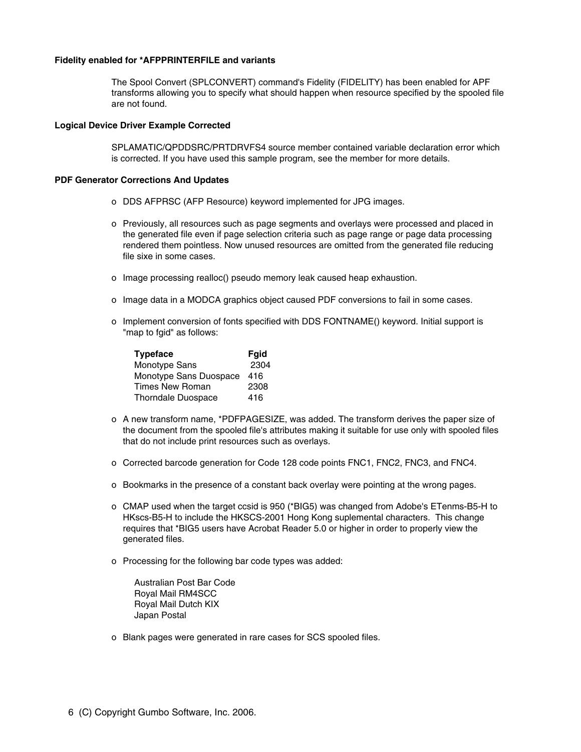**Fidelity enabled for *AFPPRINTERFILE and variants**

The Spool Convert (SPLCONVERT) command's Fidelity (FIDELITY) has been enabled for APF transforms allowing you to specify what should happen when resource specified by the spooled file are not found.

**Logical Device Driver Example Corrected**

SPLAMATIC/QPDDSRC/PRTDRVFS4 source member contained variable declaration error which is corrected. If you have used this sample program, see the member for more details.

**PDF Generator Corrections And Updates**

- DDS AFPRSC (AFP Resource) keyword implemented for JPG images.
- Previously, all resources such as page segments and overlays were processed and placed in the generated file even if page selection criteria such as page range or page data processing rendered them pointless. Now unused resources are omitted from the generated file reducing file sixe in some cases.
- Image processing realloc() pseudo memory leak caused heap exhaustion.
- Image data in a MODCA graphics object caused PDF conversions to fail in some cases.
- Implement conversion of fonts specified with DDS FONTNAME() keyword. Initial support is "map to fgid" as follows:

| Typeface | Fgid |
|---|---|
| Monotype Sans | 2304 |
| Monotype Sans Duospace | 416 |
| Times New Roman | 2308 |
| Thorndale Duospace | 416 |

- A new transform name, *PDFPAGESIZE, was added. The transform derives the paper size of the document from the spooled file's attributes making it suitable for use only with spooled files that do not include print resources such as overlays.
- Corrected barcode generation for Code 128 code points FNC1, FNC2, FNC3, and FNC4.
- Bookmarks in the presence of a constant back overlay were pointing at the wrong pages.
- CMAP used when the target ccsid is 950 (*BIG5) was changed from Adobe's ETenms-B5-H to HKscs-B5-H to include the HKSCS-2001 Hong Kong suplemental characters. This change requires that *BIG5 users have Acrobat Reader 5.0 or higher in order to properly view the generated files.
- Processing for the following bar code types was added:

  Australian Post Bar Code
  Royal Mail RM4SCC
  Royal Mail Dutch KIX
  Japan Postal

- Blank pages were generated in rare cases for SCS spooled files.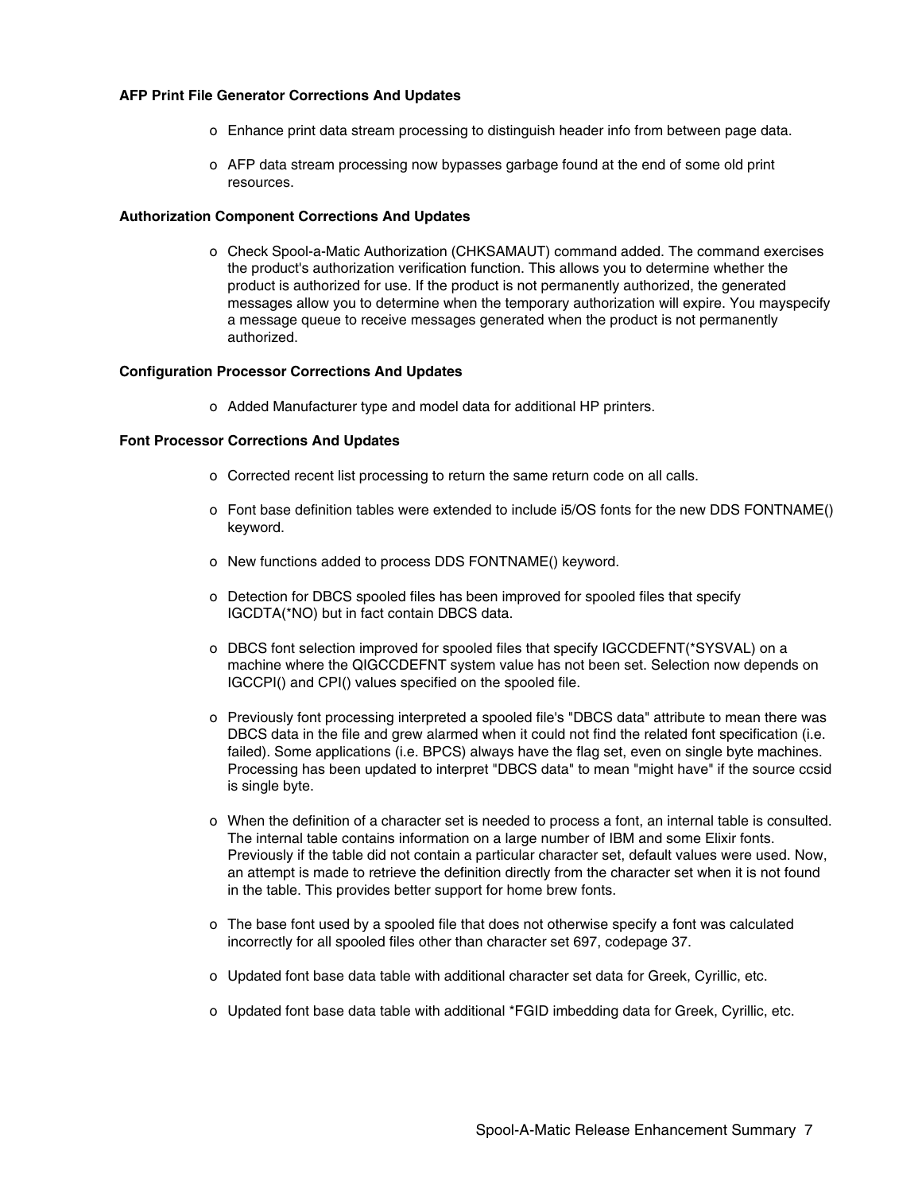**AFP Print File Generator Corrections And Updates**

- Enhance print data stream processing to distinguish header info from between page data.
- AFP data stream processing now bypasses garbage found at the end of some old print resources.

**Authorization Component Corrections And Updates**

- Check Spool-a-Matic Authorization (CHKSAMAUT) command added. The command exercises the product's authorization verification function. This allows you to determine whether the product is authorized for use. If the product is not permanently authorized, the generated messages allow you to determine when the temporary authorization will expire. You mayspecify a message queue to receive messages generated when the product is not permanently authorized.

**Configuration Processor Corrections And Updates**

- Added Manufacturer type and model data for additional HP printers.

**Font Processor Corrections And Updates**

- Corrected recent list processing to return the same return code on all calls.
- Font base definition tables were extended to include i5/OS fonts for the new DDS FONTNAME() keyword.
- New functions added to process DDS FONTNAME() keyword.
- Detection for DBCS spooled files has been improved for spooled files that specify IGCDTA(*NO) but in fact contain DBCS data.
- DBCS font selection improved for spooled files that specify IGCCDEFNT(*SYSVAL) on a machine where the QIGCCDEFNT system value has not been set. Selection now depends on IGCCPI() and CPI() values specified on the spooled file.
- Previously font processing interpreted a spooled file's "DBCS data" attribute to mean there was DBCS data in the file and grew alarmed when it could not find the related font specification (i.e. failed). Some applications (i.e. BPCS) always have the flag set, even on single byte machines. Processing has been updated to interpret "DBCS data" to mean "might have" if the source ccsid is single byte.
- When the definition of a character set is needed to process a font, an internal table is consulted. The internal table contains information on a large number of IBM and some Elixir fonts. Previously if the table did not contain a particular character set, default values were used. Now, an attempt is made to retrieve the definition directly from the character set when it is not found in the table. This provides better support for home brew fonts.
- The base font used by a spooled file that does not otherwise specify a font was calculated incorrectly for all spooled files other than character set 697, codepage 37.
- Updated font base data table with additional character set data for Greek, Cyrillic, etc.
- Updated font base data table with additional *FGID imbedding data for Greek, Cyrillic, etc.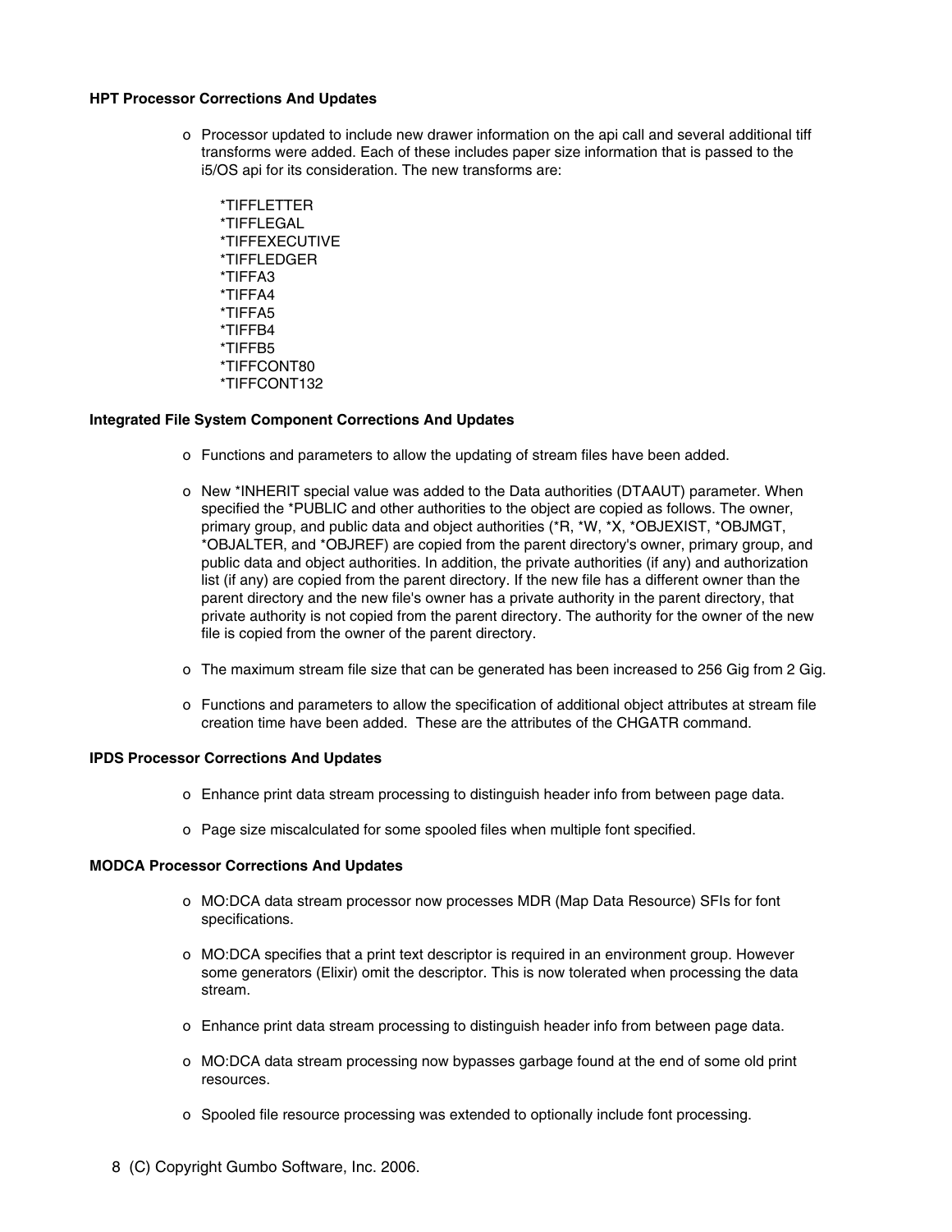**HPT Processor Corrections And Updates**

- Processor updated to include new drawer information on the api call and several additional tiff transforms were added. Each of these includes paper size information that is passed to the i5/OS api for its consideration. The new transforms are:

  *TIFFLETTER
  *TIFFLEGAL
  *TIFFEXECUTIVE
  *TIFFLEDGER
  *TIFFA3
  *TIFFA4
  *TIFFA5
  *TIFFB4
  *TIFFB5
  *TIFFCONT80
  *TIFFCONT132

**Integrated File System Component Corrections And Updates**

- Functions and parameters to allow the updating of stream files have been added.

- New *INHERIT special value was added to the Data authorities (DTAAUT) parameter. When specified the *PUBLIC and other authorities to the object are copied as follows. The owner, primary group, and public data and object authorities (*R, *W, *X, *OBJEXIST, *OBJMGT, *OBJALTER, and *OBJREF) are copied from the parent directory's owner, primary group, and public data and object authorities. In addition, the private authorities (if any) and authorization list (if any) are copied from the parent directory. If the new file has a different owner than the parent directory and the new file's owner has a private authority in the parent directory, that private authority is not copied from the parent directory. The authority for the owner of the new file is copied from the owner of the parent directory.

- The maximum stream file size that can be generated has been increased to 256 Gig from 2 Gig.

- Functions and parameters to allow the specification of additional object attributes at stream file creation time have been added. These are the attributes of the CHGATR command.

**IPDS Processor Corrections And Updates**

- Enhance print data stream processing to distinguish header info from between page data.

- Page size miscalculated for some spooled files when multiple font specified.

**MODCA Processor Corrections And Updates**

- MO:DCA data stream processor now processes MDR (Map Data Resource) SFIs for font specifications.

- MO:DCA specifies that a print text descriptor is required in an environment group. However some generators (Elixir) omit the descriptor. This is now tolerated when processing the data stream.

- Enhance print data stream processing to distinguish header info from between page data.

- MO:DCA data stream processing now bypasses garbage found at the end of some old print resources.

- Spooled file resource processing was extended to optionally include font processing.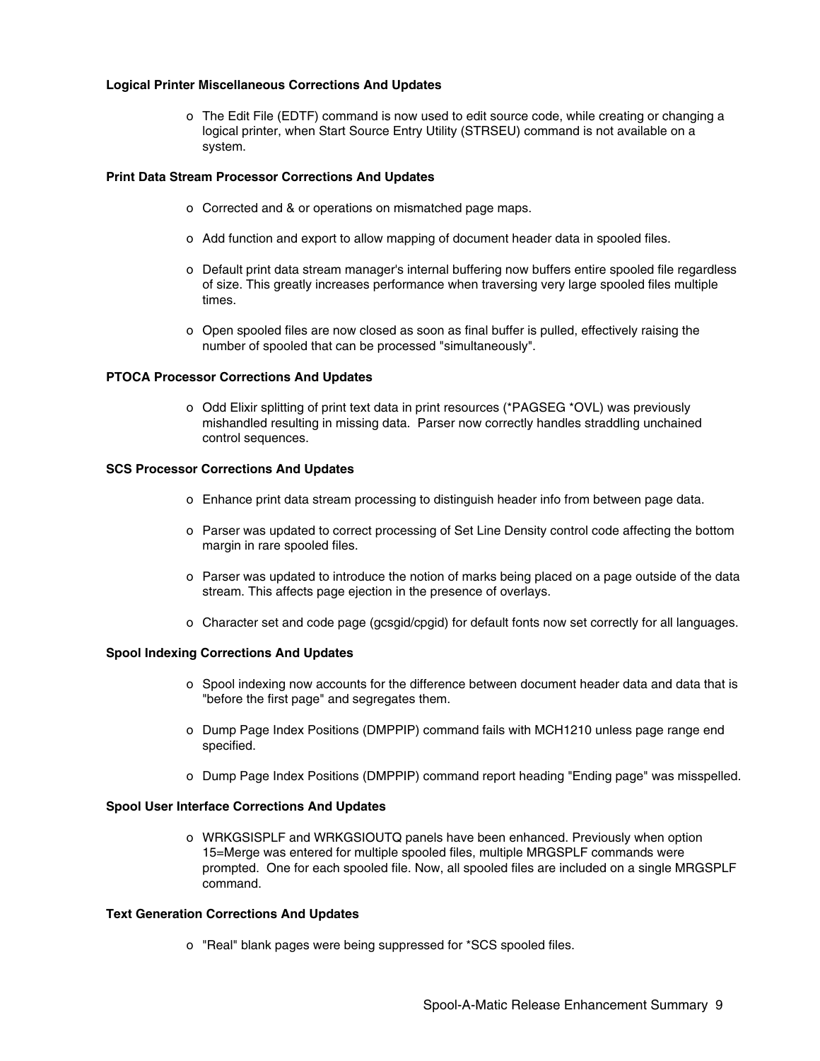**Logical Printer Miscellaneous Corrections And Updates**

- The Edit File (EDTF) command is now used to edit source code, while creating or changing a logical printer, when Start Source Entry Utility (STRSEU) command is not available on a system.

**Print Data Stream Processor Corrections And Updates**

- Corrected and & or operations on mismatched page maps.
- Add function and export to allow mapping of document header data in spooled files.
- Default print data stream manager's internal buffering now buffers entire spooled file regardless of size. This greatly increases performance when traversing very large spooled files multiple times.
- Open spooled files are now closed as soon as final buffer is pulled, effectively raising the number of spooled that can be processed "simultaneously".

**PTOCA Processor Corrections And Updates**

- Odd Elixir splitting of print text data in print resources (*PAGSEG *OVL) was previously mishandled resulting in missing data. Parser now correctly handles straddling unchained control sequences.

**SCS Processor Corrections And Updates**

- Enhance print data stream processing to distinguish header info from between page data.
- Parser was updated to correct processing of Set Line Density control code affecting the bottom margin in rare spooled files.
- Parser was updated to introduce the notion of marks being placed on a page outside of the data stream. This affects page ejection in the presence of overlays.
- Character set and code page (gcsgid/cpgid) for default fonts now set correctly for all languages.

**Spool Indexing Corrections And Updates**

- Spool indexing now accounts for the difference between document header data and data that is "before the first page" and segregates them.
- Dump Page Index Positions (DMPPIP) command fails with MCH1210 unless page range end specified.
- Dump Page Index Positions (DMPPIP) command report heading "Ending page" was misspelled.

**Spool User Interface Corrections And Updates**

- WRKGSISPLF and WRKGSIOUTQ panels have been enhanced. Previously when option 15=Merge was entered for multiple spooled files, multiple MRGSPLF commands were prompted. One for each spooled file. Now, all spooled files are included on a single MRGSPLF command.

**Text Generation Corrections And Updates**

- "Real" blank pages were being suppressed for *SCS spooled files.